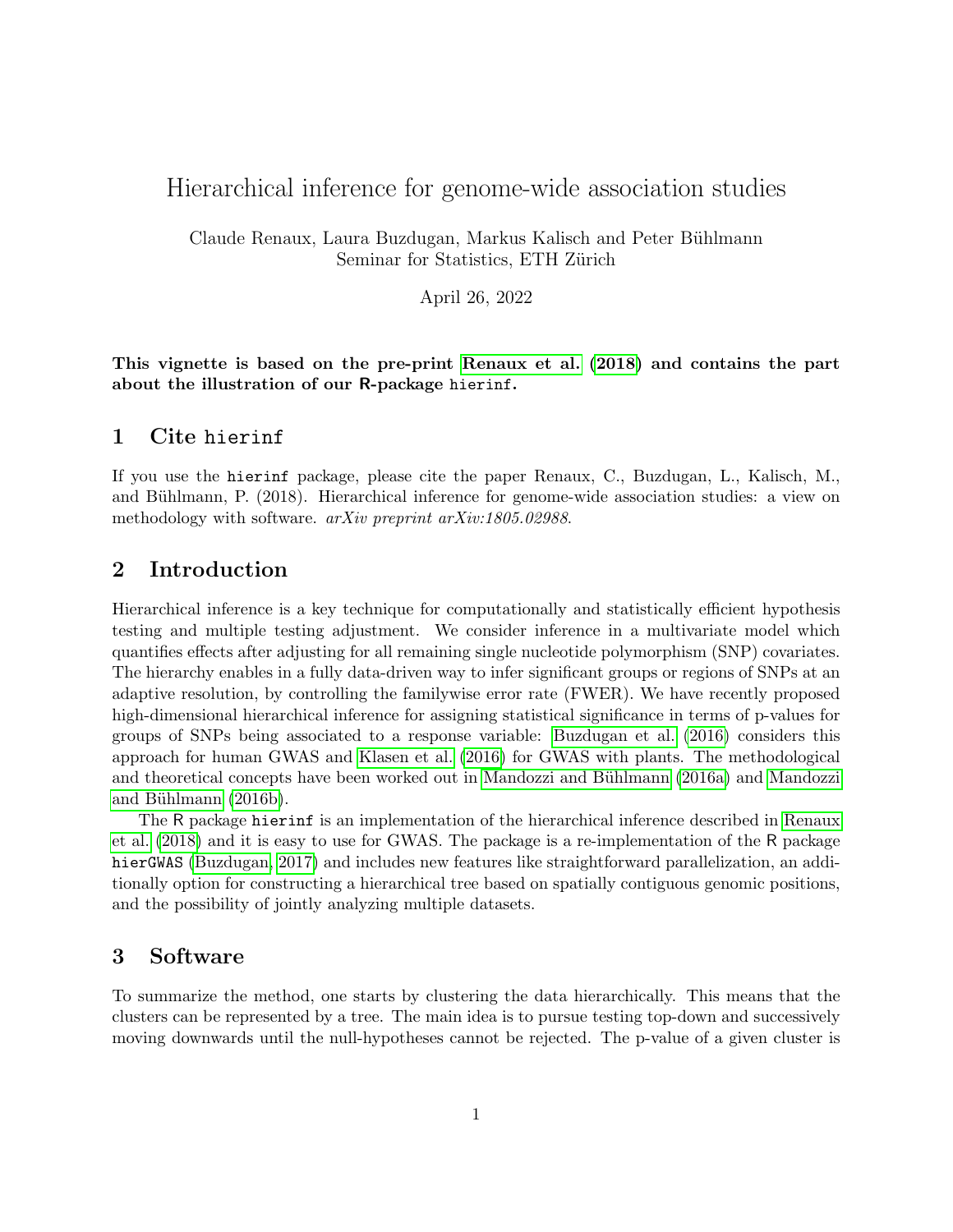# Hierarchical inference for genome-wide association studies

Claude Renaux, Laura Buzdugan, Markus Kalisch and Peter Bühlmann
Seminar for Statistics, ETH Zürich

April 26, 2022

**This vignette is based on the pre-print Renaux et al. (2018) and contains the part about the illustration of our R-package hierinf.**

## 1 Cite hierinf

If you use the hierinf package, please cite the paper Renaux, C., Buzdugan, L., Kalisch, M., and Bühlmann, P. (2018). Hierarchical inference for genome-wide association studies: a view on methodology with software. *arXiv preprint arXiv:1805.02988*.

## 2 Introduction

Hierarchical inference is a key technique for computationally and statistically efficient hypothesis testing and multiple testing adjustment. We consider inference in a multivariate model which quantifies effects after adjusting for all remaining single nucleotide polymorphism (SNP) covariates. The hierarchy enables in a fully data-driven way to infer significant groups or regions of SNPs at an adaptive resolution, by controlling the familywise error rate (FWER). We have recently proposed high-dimensional hierarchical inference for assigning statistical significance in terms of p-values for groups of SNPs being associated to a response variable: Buzdugan et al. (2016) considers this approach for human GWAS and Klasen et al. (2016) for GWAS with plants. The methodological and theoretical concepts have been worked out in Mandozzi and Bühlmann (2016a) and Mandozzi and Bühlmann (2016b).

The R package hierinf is an implementation of the hierarchical inference described in Renaux et al. (2018) and it is easy to use for GWAS. The package is a re-implementation of the R package hierGWAS (Buzdugan, 2017) and includes new features like straightforward parallelization, an additionally option for constructing a hierarchical tree based on spatially contiguous genomic positions, and the possibility of jointly analyzing multiple datasets.

## 3 Software

To summarize the method, one starts by clustering the data hierarchically. This means that the clusters can be represented by a tree. The main idea is to pursue testing top-down and successively moving downwards until the null-hypotheses cannot be rejected. The p-value of a given cluster is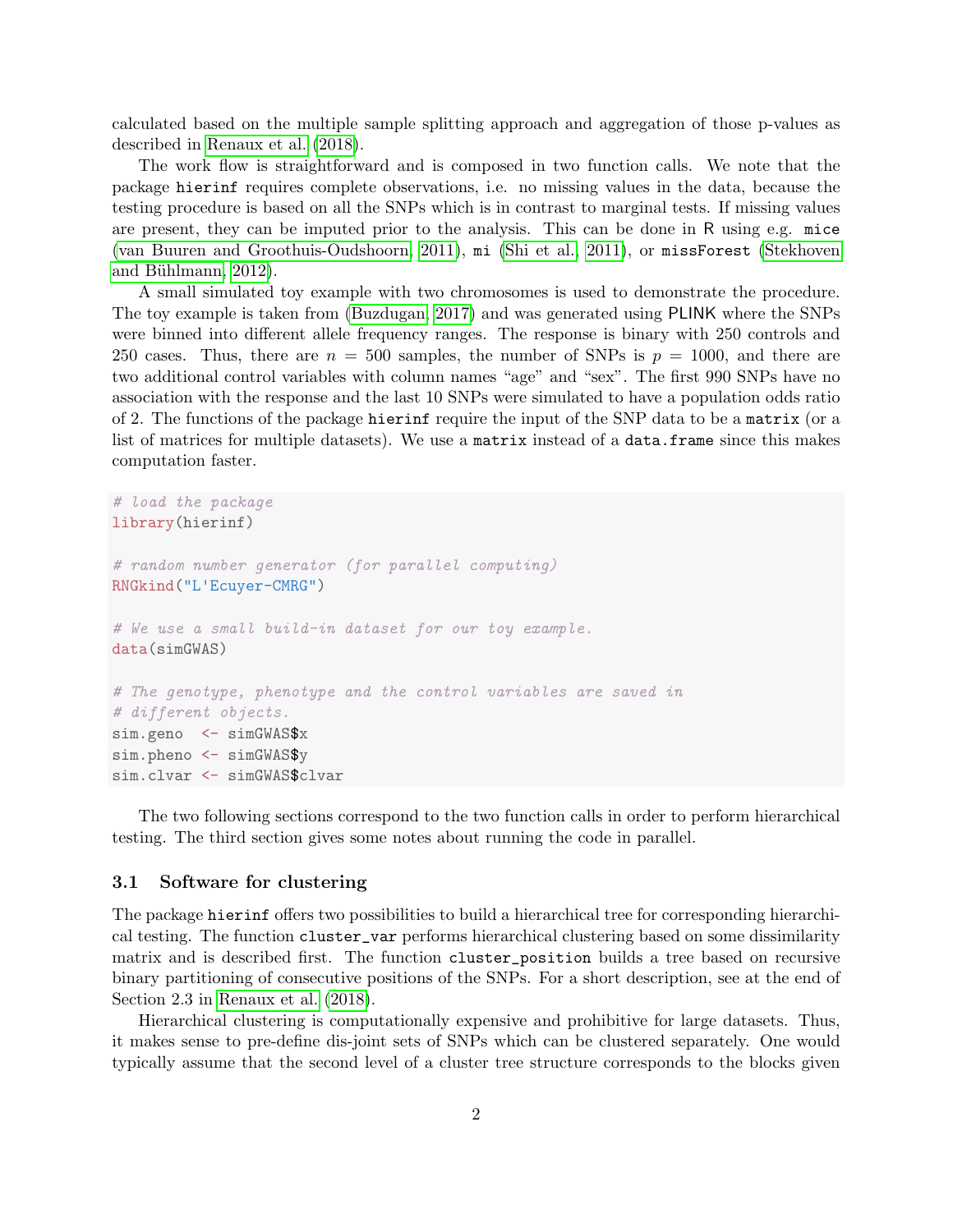calculated based on the multiple sample splitting approach and aggregation of those p-values as described in Renaux et al. (2018).

The work flow is straightforward and is composed in two function calls. We note that the package `hierinf` requires complete observations, i.e. no missing values in the data, because the testing procedure is based on all the SNPs which is in contrast to marginal tests. If missing values are present, they can be imputed prior to the analysis. This can be done in R using e.g. `mice` (van Buuren and Groothuis-Oudshoorn, 2011), `mi` (Shi et al., 2011), or `missForest` (Stekhoven and Bühlmann, 2012).

A small simulated toy example with two chromosomes is used to demonstrate the procedure. The toy example is taken from (Buzdugan, 2017) and was generated using PLINK where the SNPs were binned into different allele frequency ranges. The response is binary with 250 controls and 250 cases. Thus, there are $n = 500$ samples, the number of SNPs is $p = 1000$, and there are two additional control variables with column names "age" and "sex". The first 990 SNPs have no association with the response and the last 10 SNPs were simulated to have a population odds ratio of 2. The functions of the package `hierinf` require the input of the SNP data to be a `matrix` (or a list of matrices for multiple datasets). We use a `matrix` instead of a `data.frame` since this makes computation faster.

```
# load the package
library(hierinf)

# random number generator (for parallel computing)
RNGkind("L'Ecuyer-CMRG")

# We use a small build-in dataset for our toy example.
data(simGWAS)

# The genotype, phenotype and the control variables are saved in
# different objects.
sim.geno  <- simGWAS$x
sim.pheno <- simGWAS$y
sim.clvar <- simGWAS$clvar
```

The two following sections correspond to the two function calls in order to perform hierarchical testing. The third section gives some notes about running the code in parallel.

### 3.1 Software for clustering

The package `hierinf` offers two possibilities to build a hierarchical tree for corresponding hierarchical testing. The function `cluster_var` performs hierarchical clustering based on some dissimilarity matrix and is described first. The function `cluster_position` builds a tree based on recursive binary partitioning of consecutive positions of the SNPs. For a short description, see at the end of Section 2.3 in Renaux et al. (2018).

Hierarchical clustering is computationally expensive and prohibitive for large datasets. Thus, it makes sense to pre-define dis-joint sets of SNPs which can be clustered separately. One would typically assume that the second level of a cluster tree structure corresponds to the blocks given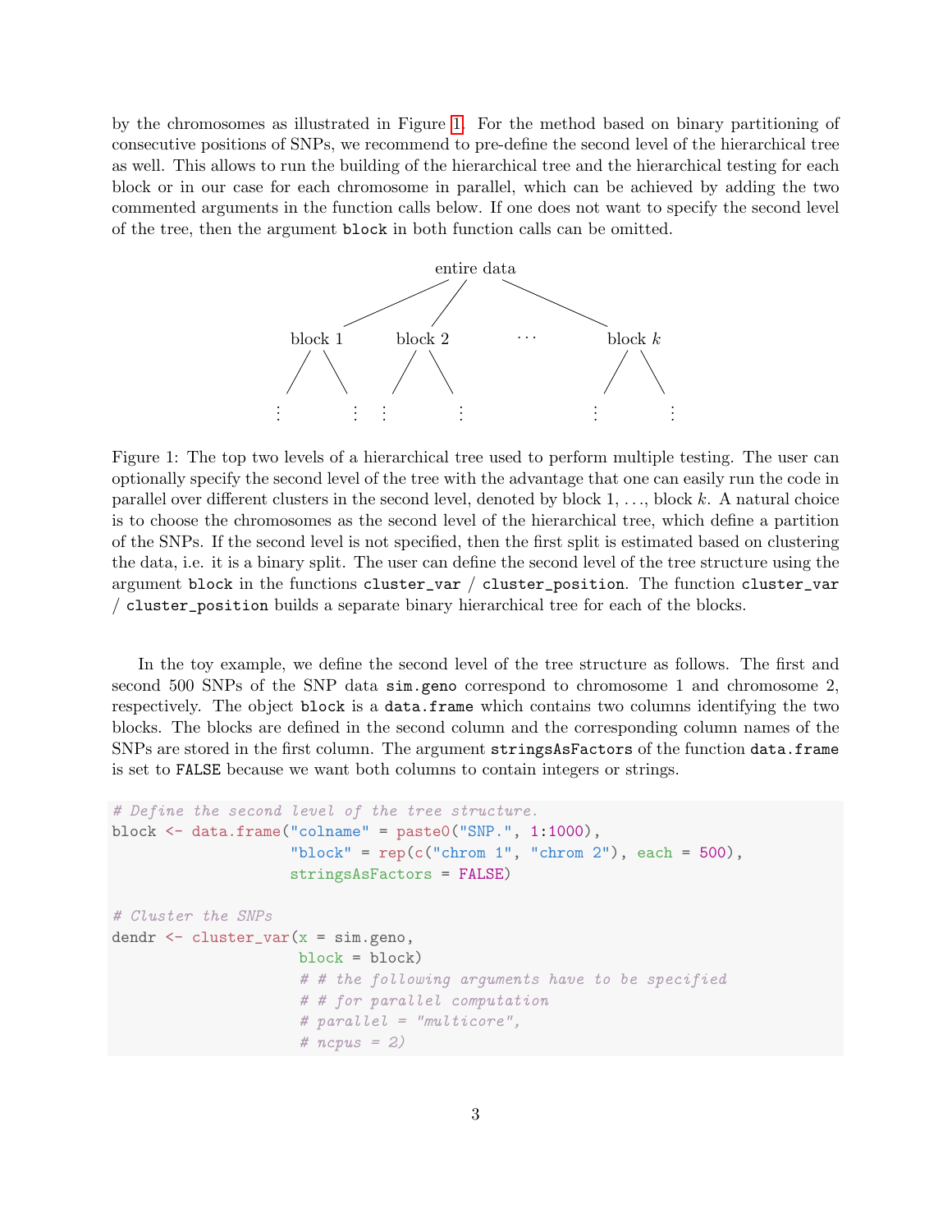by the chromosomes as illustrated in Figure 1. For the method based on binary partitioning of consecutive positions of SNPs, we recommend to pre-define the second level of the hierarchical tree as well. This allows to run the building of the hierarchical tree and the hierarchical testing for each block or in our case for each chromosome in parallel, which can be achieved by adding the two commented arguments in the function calls below. If one does not want to specify the second level of the tree, then the argument `block` in both function calls can be omitted.

```
                    entire data
          /            |              \
     block 1        block 2    ...     block k
     /     \        /     \           /     \
    ⋮       ⋮      ⋮       ⋮         ⋮       ⋮
```

Figure 1: The top two levels of a hierarchical tree used to perform multiple testing. The user can optionally specify the second level of the tree with the advantage that one can easily run the code in parallel over different clusters in the second level, denoted by block 1, . . ., block $k$. A natural choice is to choose the chromosomes as the second level of the hierarchical tree, which define a partition of the SNPs. If the second level is not specified, then the first split is estimated based on clustering the data, i.e. it is a binary split. The user can define the second level of the tree structure using the argument `block` in the functions `cluster_var` / `cluster_position`. The function `cluster_var` / `cluster_position` builds a separate binary hierarchical tree for each of the blocks.

In the toy example, we define the second level of the tree structure as follows. The first and second 500 SNPs of the SNP data `sim.geno` correspond to chromosome 1 and chromosome 2, respectively. The object `block` is a `data.frame` which contains two columns identifying the two blocks. The blocks are defined in the second column and the corresponding column names of the SNPs are stored in the first column. The argument `stringsAsFactors` of the function `data.frame` is set to `FALSE` because we want both columns to contain integers or strings.

```
# Define the second level of the tree structure.
block <- data.frame("colname" = paste0("SNP.", 1:1000),
                    "block" = rep(c("chrom 1", "chrom 2"), each = 500),
                    stringsAsFactors = FALSE)

# Cluster the SNPs
dendr <- cluster_var(x = sim.geno,
                     block = block)
                     # # the following arguments have to be specified
                     # # for parallel computation
                     # parallel = "multicore",
                     # ncpus = 2)
```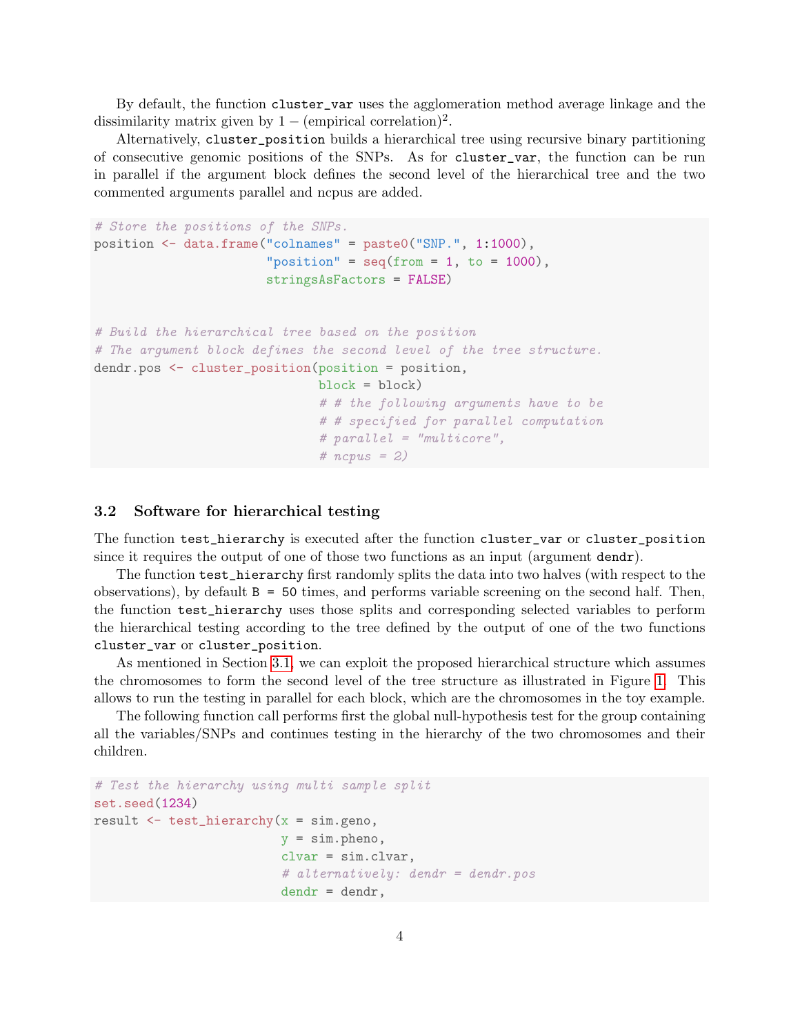By default, the function `cluster_var` uses the agglomeration method average linkage and the dissimilarity matrix given by $1 - (\text{empirical correlation})^2$.

Alternatively, `cluster_position` builds a hierarchical tree using recursive binary partitioning of consecutive genomic positions of the SNPs. As for `cluster_var`, the function can be run in parallel if the argument block defines the second level of the hierarchical tree and the two commented arguments parallel and ncpus are added.

```
# Store the positions of the SNPs.
position <- data.frame("colnames" = paste0("SNP.", 1:1000),
                       "position" = seq(from = 1, to = 1000),
                       stringsAsFactors = FALSE)


# Build the hierarchical tree based on the position
# The argument block defines the second level of the tree structure.
dendr.pos <- cluster_position(position = position,
                              block = block)
                              # # the following arguments have to be
                              # # specified for parallel computation
                              # parallel = "multicore",
                              # ncpus = 2)
```

### 3.2 Software for hierarchical testing

The function `test_hierarchy` is executed after the function `cluster_var` or `cluster_position` since it requires the output of one of those two functions as an input (argument `dendr`).

The function `test_hierarchy` first randomly splits the data into two halves (with respect to the observations), by default `B = 50` times, and performs variable screening on the second half. Then, the function `test_hierarchy` uses those splits and corresponding selected variables to perform the hierarchical testing according to the tree defined by the output of one of the two functions `cluster_var` or `cluster_position`.

As mentioned in Section 3.1, we can exploit the proposed hierarchical structure which assumes the chromosomes to form the second level of the tree structure as illustrated in Figure 1. This allows to run the testing in parallel for each block, which are the chromosomes in the toy example.

The following function call performs first the global null-hypothesis test for the group containing all the variables/SNPs and continues testing in the hierarchy of the two chromosomes and their children.

```
# Test the hierarchy using multi sample split
set.seed(1234)
result <- test_hierarchy(x = sim.geno,
                         y = sim.pheno,
                         clvar = sim.clvar,
                         # alternatively: dendr = dendr.pos
                         dendr = dendr,
```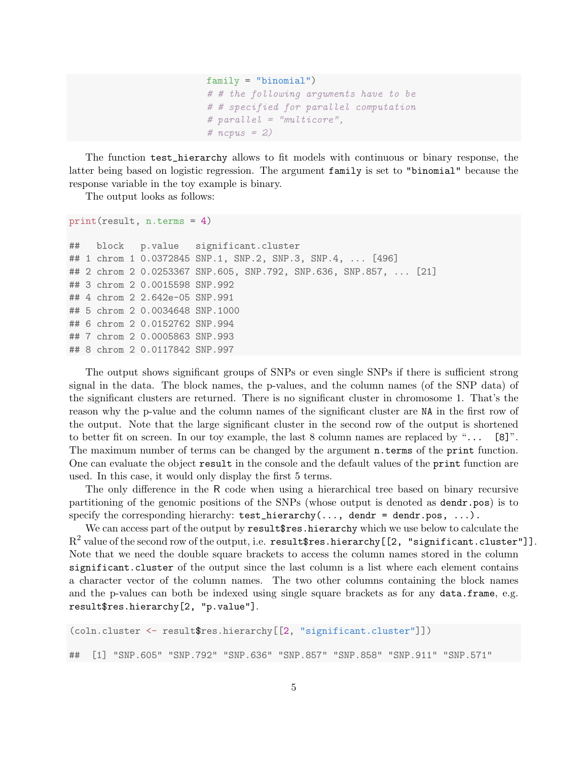```
                        family = "binomial")
                        # # the following arguments have to be
                        # # specified for parallel computation
                        # parallel = "multicore",
                        # ncpus = 2)
```

The function `test_hierarchy` allows to fit models with continuous or binary response, the latter being based on logistic regression. The argument `family` is set to `"binomial"` because the response variable in the toy example is binary.

The output looks as follows:

```
print(result, n.terms = 4)

##   block   p.value   significant.cluster
## 1 chrom 1 0.0372845 SNP.1, SNP.2, SNP.3, SNP.4, ... [496]
## 2 chrom 2 0.0253367 SNP.605, SNP.792, SNP.636, SNP.857, ... [21]
## 3 chrom 2 0.0015598 SNP.992
## 4 chrom 2 2.642e-05 SNP.991
## 5 chrom 2 0.0034648 SNP.1000
## 6 chrom 2 0.0152762 SNP.994
## 7 chrom 2 0.0005863 SNP.993
## 8 chrom 2 0.0117842 SNP.997
```

The output shows significant groups of SNPs or even single SNPs if there is sufficient strong signal in the data. The block names, the p-values, and the column names (of the SNP data) of the significant clusters are returned. There is no significant cluster in chromosome 1. That's the reason why the p-value and the column names of the significant cluster are `NA` in the first row of the output. Note that the large significant cluster in the second row of the output is shortened to better fit on screen. In our toy example, the last 8 column names are replaced by "`... [8]`". The maximum number of terms can be changed by the argument `n.terms` of the `print` function. One can evaluate the object `result` in the console and the default values of the `print` function are used. In this case, it would only display the first 5 terms.

The only difference in the R code when using a hierarchical tree based on binary recursive partitioning of the genomic positions of the SNPs (whose output is denoted as `dendr.pos`) is to specify the corresponding hierarchy: `test_hierarchy(..., dendr = dendr.pos, ...)`.

We can access part of the output by `result$res.hierarchy` which we use below to calculate the $R^2$ value of the second row of the output, i.e. `result$res.hierarchy[[2, "significant.cluster"]]`. Note that we need the double square brackets to access the column names stored in the column `significant.cluster` of the output since the last column is a list where each element contains a character vector of the column names. The two other columns containing the block names and the p-values can both be indexed using single square brackets as for any `data.frame`, e.g. `result$res.hierarchy[2, "p.value"]`.

```
(coln.cluster <- result$res.hierarchy[[2, "significant.cluster"]])

##  [1] "SNP.605" "SNP.792" "SNP.636" "SNP.857" "SNP.858" "SNP.911" "SNP.571"
```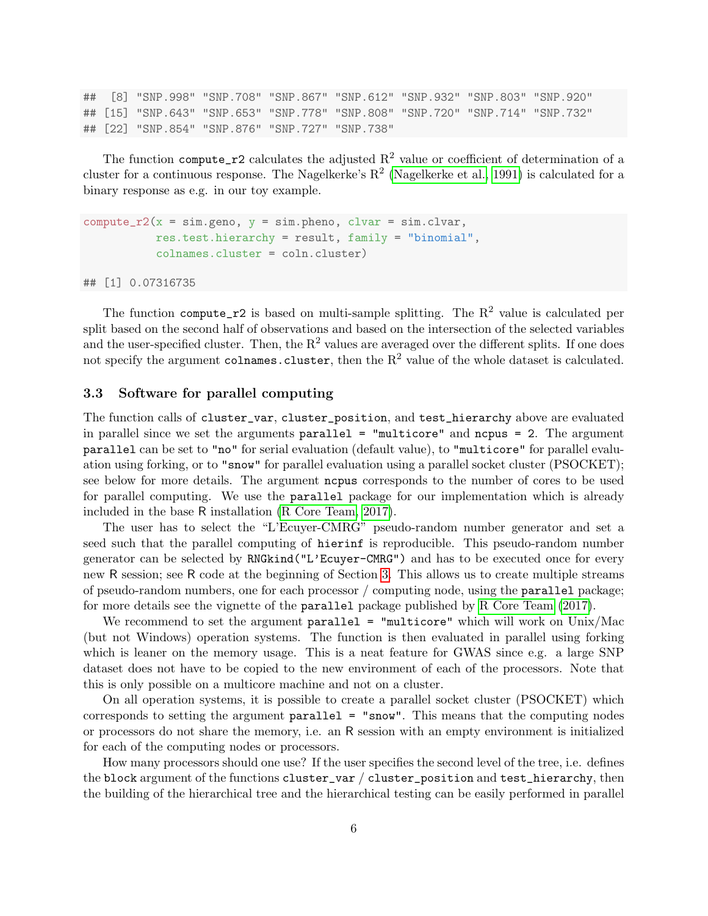```
##  [8] "SNP.998" "SNP.708" "SNP.867" "SNP.612" "SNP.932" "SNP.803" "SNP.920"
## [15] "SNP.643" "SNP.653" "SNP.778" "SNP.808" "SNP.720" "SNP.714" "SNP.732"
## [22] "SNP.854" "SNP.876" "SNP.727" "SNP.738"
```

The function `compute_r2` calculates the adjusted $R^2$ value or coefficient of determination of a cluster for a continuous response. The Nagelkerke's $R^2$ (Nagelkerke et al., 1991) is calculated for a binary response as e.g. in our toy example.

```
compute_r2(x = sim.geno, y = sim.pheno, clvar = sim.clvar,
           res.test.hierarchy = result, family = "binomial",
           colnames.cluster = coln.cluster)

## [1] 0.07316735
```

The function `compute_r2` is based on multi-sample splitting. The $R^2$ value is calculated per split based on the second half of observations and based on the intersection of the selected variables and the user-specified cluster. Then, the $R^2$ values are averaged over the different splits. If one does not specify the argument `colnames.cluster`, then the $R^2$ value of the whole dataset is calculated.

### 3.3 Software for parallel computing

The function calls of `cluster_var`, `cluster_position`, and `test_hierarchy` above are evaluated in parallel since we set the arguments `parallel = "multicore"` and `ncpus = 2`. The argument `parallel` can be set to `"no"` for serial evaluation (default value), to `"multicore"` for parallel evaluation using forking, or to `"snow"` for parallel evaluation using a parallel socket cluster (PSOCKET); see below for more details. The argument `ncpus` corresponds to the number of cores to be used for parallel computing. We use the `parallel` package for our implementation which is already included in the base R installation (R Core Team, 2017).

The user has to select the "L'Ecuyer-CMRG" pseudo-random number generator and set a seed such that the parallel computing of `hierinf` is reproducible. This pseudo-random number generator can be selected by `RNGkind("L'Ecuyer-CMRG")` and has to be executed once for every new R session; see R code at the beginning of Section 3. This allows us to create multiple streams of pseudo-random numbers, one for each processor / computing node, using the `parallel` package; for more details see the vignette of the `parallel` package published by R Core Team (2017).

We recommend to set the argument `parallel = "multicore"` which will work on Unix/Mac (but not Windows) operation systems. The function is then evaluated in parallel using forking which is leaner on the memory usage. This is a neat feature for GWAS since e.g. a large SNP dataset does not have to be copied to the new environment of each of the processors. Note that this is only possible on a multicore machine and not on a cluster.

On all operation systems, it is possible to create a parallel socket cluster (PSOCKET) which corresponds to setting the argument `parallel = "snow"`. This means that the computing nodes or processors do not share the memory, i.e. an R session with an empty environment is initialized for each of the computing nodes or processors.

How many processors should one use? If the user specifies the second level of the tree, i.e. defines the `block` argument of the functions `cluster_var` / `cluster_position` and `test_hierarchy`, then the building of the hierarchical tree and the hierarchical testing can be easily performed in parallel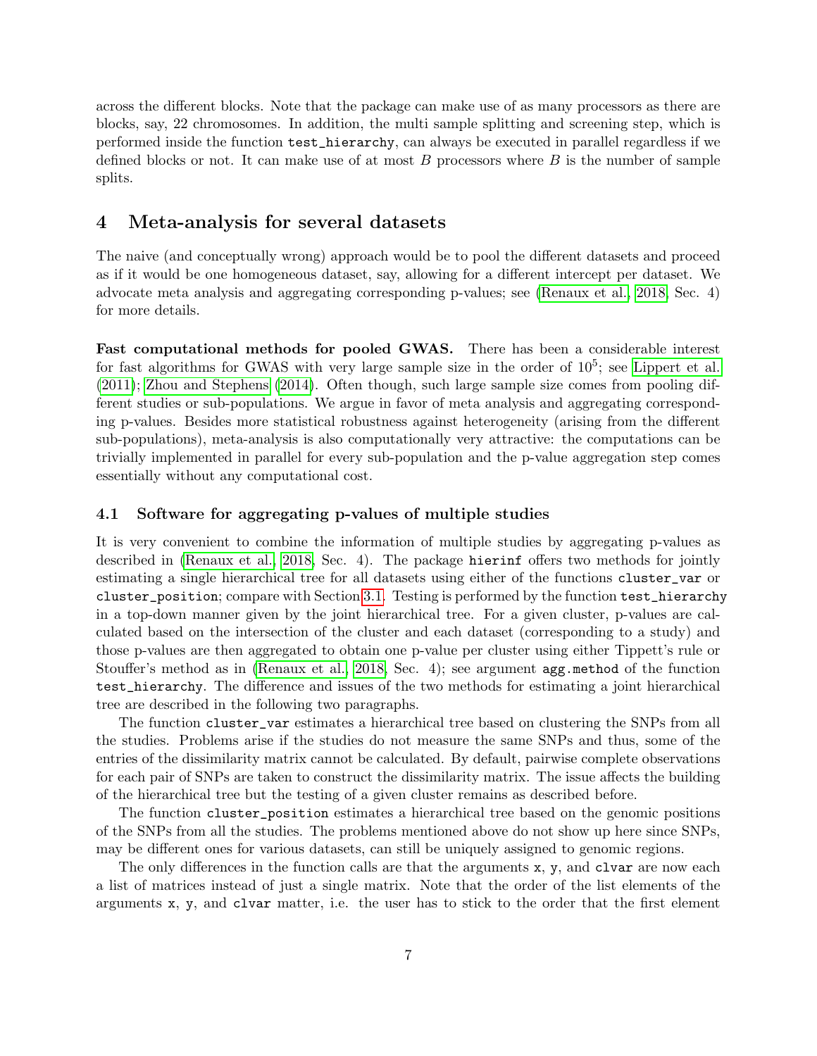across the different blocks. Note that the package can make use of as many processors as there are blocks, say, 22 chromosomes. In addition, the multi sample splitting and screening step, which is performed inside the function `test_hierarchy`, can always be executed in parallel regardless if we defined blocks or not. It can make use of at most $B$ processors where $B$ is the number of sample splits.

# 4 Meta-analysis for several datasets

The naive (and conceptually wrong) approach would be to pool the different datasets and proceed as if it would be one homogeneous dataset, say, allowing for a different intercept per dataset. We advocate meta analysis and aggregating corresponding p-values; see (Renaux et al., 2018, Sec. 4) for more details.

**Fast computational methods for pooled GWAS.** There has been a considerable interest for fast algorithms for GWAS with very large sample size in the order of $10^5$; see Lippert et al. (2011); Zhou and Stephens (2014). Often though, such large sample size comes from pooling different studies or sub-populations. We argue in favor of meta analysis and aggregating corresponding p-values. Besides more statistical robustness against heterogeneity (arising from the different sub-populations), meta-analysis is also computationally very attractive: the computations can be trivially implemented in parallel for every sub-population and the p-value aggregation step comes essentially without any computational cost.

## 4.1 Software for aggregating p-values of multiple studies

It is very convenient to combine the information of multiple studies by aggregating p-values as described in (Renaux et al., 2018, Sec. 4). The package `hierinf` offers two methods for jointly estimating a single hierarchical tree for all datasets using either of the functions `cluster_var` or `cluster_position`; compare with Section 3.1. Testing is performed by the function `test_hierarchy` in a top-down manner given by the joint hierarchical tree. For a given cluster, p-values are calculated based on the intersection of the cluster and each dataset (corresponding to a study) and those p-values are then aggregated to obtain one p-value per cluster using either Tippett's rule or Stouffer's method as in (Renaux et al., 2018, Sec. 4); see argument `agg.method` of the function `test_hierarchy`. The difference and issues of the two methods for estimating a joint hierarchical tree are described in the following two paragraphs.

The function `cluster_var` estimates a hierarchical tree based on clustering the SNPs from all the studies. Problems arise if the studies do not measure the same SNPs and thus, some of the entries of the dissimilarity matrix cannot be calculated. By default, pairwise complete observations for each pair of SNPs are taken to construct the dissimilarity matrix. The issue affects the building of the hierarchical tree but the testing of a given cluster remains as described before.

The function `cluster_position` estimates a hierarchical tree based on the genomic positions of the SNPs from all the studies. The problems mentioned above do not show up here since SNPs, may be different ones for various datasets, can still be uniquely assigned to genomic regions.

The only differences in the function calls are that the arguments `x`, `y`, and `clvar` are now each a list of matrices instead of just a single matrix. Note that the order of the list elements of the arguments `x`, `y`, and `clvar` matter, i.e. the user has to stick to the order that the first element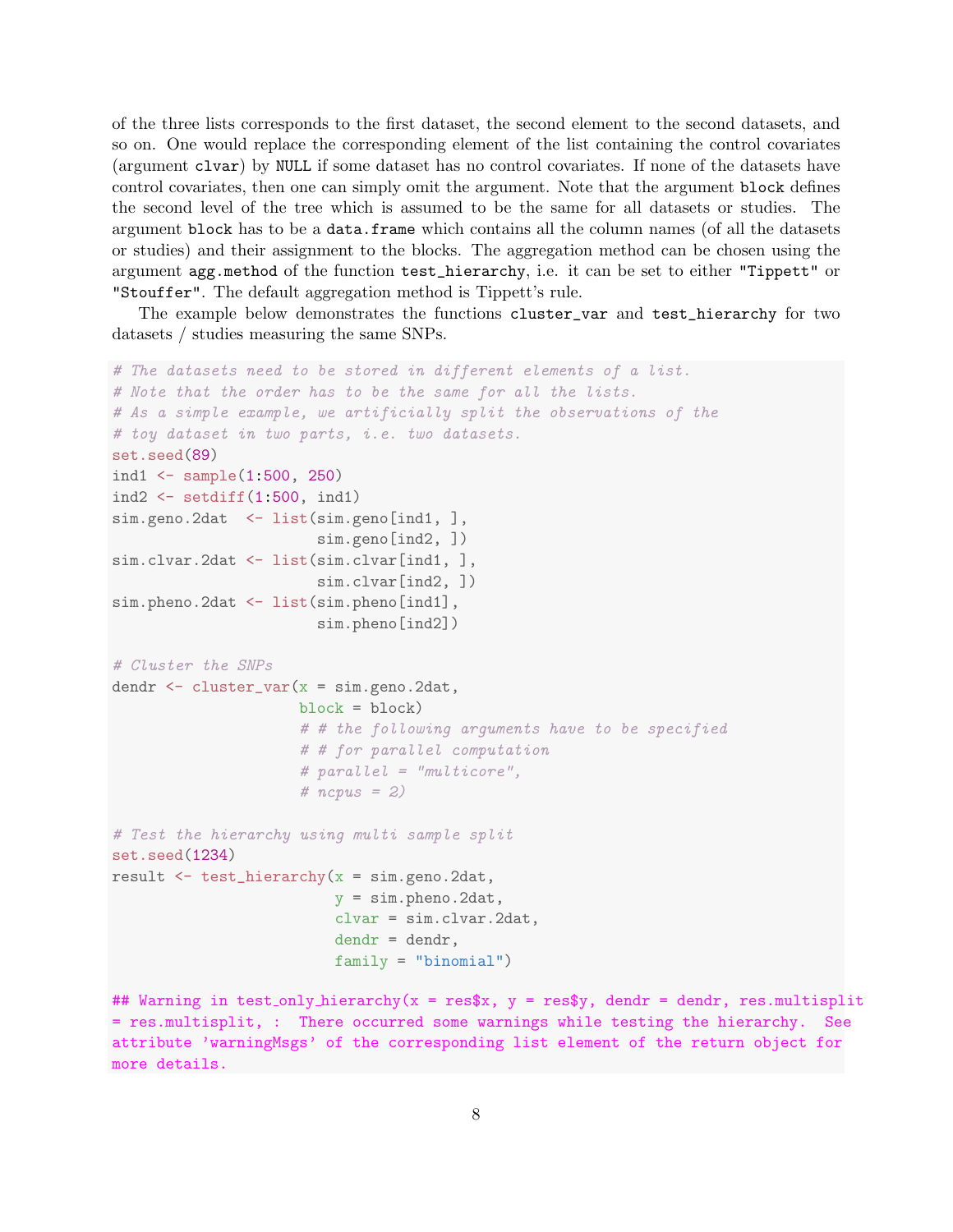of the three lists corresponds to the first dataset, the second element to the second datasets, and so on. One would replace the corresponding element of the list containing the control covariates (argument `clvar`) by `NULL` if some dataset has no control covariates. If none of the datasets have control covariates, then one can simply omit the argument. Note that the argument `block` defines the second level of the tree which is assumed to be the same for all datasets or studies. The argument `block` has to be a `data.frame` which contains all the column names (of all the datasets or studies) and their assignment to the blocks. The aggregation method can be chosen using the argument `agg.method` of the function `test_hierarchy`, i.e. it can be set to either `"Tippett"` or `"Stouffer"`. The default aggregation method is Tippett's rule.

The example below demonstrates the functions `cluster_var` and `test_hierarchy` for two datasets / studies measuring the same SNPs.

```
# The datasets need to be stored in different elements of a list.
# Note that the order has to be the same for all the lists.
# As a simple example, we artificially split the observations of the
# toy dataset in two parts, i.e. two datasets.
set.seed(89)
ind1 <- sample(1:500, 250)
ind2 <- setdiff(1:500, ind1)
sim.geno.2dat  <- list(sim.geno[ind1, ],
                       sim.geno[ind2, ])
sim.clvar.2dat <- list(sim.clvar[ind1, ],
                       sim.clvar[ind2, ])
sim.pheno.2dat <- list(sim.pheno[ind1],
                       sim.pheno[ind2])

# Cluster the SNPs
dendr <- cluster_var(x = sim.geno.2dat,
                     block = block)
                     # # the following arguments have to be specified
                     # # for parallel computation
                     # parallel = "multicore",
                     # ncpus = 2)

# Test the hierarchy using multi sample split
set.seed(1234)
result <- test_hierarchy(x = sim.geno.2dat,
                         y = sim.pheno.2dat,
                         clvar = sim.clvar.2dat,
                         dendr = dendr,
                         family = "binomial")

## Warning in test_only_hierarchy(x = res$x, y = res$y, dendr = dendr, res.multisplit
= res.multisplit, :  There occurred some warnings while testing the hierarchy.  See
attribute 'warningMsgs' of the corresponding list element of the return object for
more details.
```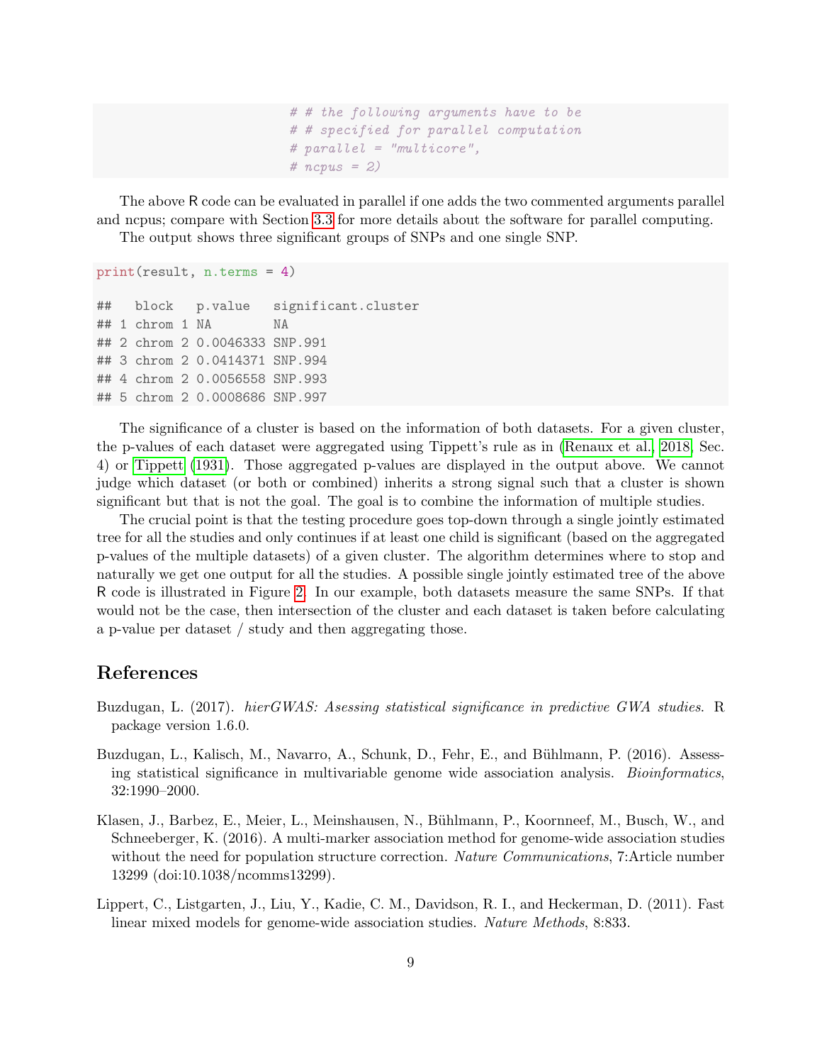```
                              # # the following arguments have to be
                              # # specified for parallel computation
                              # parallel = "multicore",
                              # ncpus = 2)
```

The above R code can be evaluated in parallel if one adds the two commented arguments parallel and ncpus; compare with Section 3.3 for more details about the software for parallel computing.

The output shows three significant groups of SNPs and one single SNP.

```
print(result, n.terms = 4)

##   block   p.value   significant.cluster
## 1 chrom 1 NA        NA
## 2 chrom 2 0.0046333 SNP.991
## 3 chrom 2 0.0414371 SNP.994
## 4 chrom 2 0.0056558 SNP.993
## 5 chrom 2 0.0008686 SNP.997
```

The significance of a cluster is based on the information of both datasets. For a given cluster, the p-values of each dataset were aggregated using Tippett's rule as in (Renaux et al., 2018, Sec. 4) or Tippett (1931). Those aggregated p-values are displayed in the output above. We cannot judge which dataset (or both or combined) inherits a strong signal such that a cluster is shown significant but that is not the goal. The goal is to combine the information of multiple studies.

The crucial point is that the testing procedure goes top-down through a single jointly estimated tree for all the studies and only continues if at least one child is significant (based on the aggregated p-values of the multiple datasets) of a given cluster. The algorithm determines where to stop and naturally we get one output for all the studies. A possible single jointly estimated tree of the above R code is illustrated in Figure 2. In our example, both datasets measure the same SNPs. If that would not be the case, then intersection of the cluster and each dataset is taken before calculating a p-value per dataset / study and then aggregating those.

## References

Buzdugan, L. (2017). *hierGWAS: Asessing statistical significance in predictive GWA studies*. R package version 1.6.0.

Buzdugan, L., Kalisch, M., Navarro, A., Schunk, D., Fehr, E., and Bühlmann, P. (2016). Assessing statistical significance in multivariable genome wide association analysis. *Bioinformatics*, 32:1990–2000.

Klasen, J., Barbez, E., Meier, L., Meinshausen, N., Bühlmann, P., Koornneef, M., Busch, W., and Schneeberger, K. (2016). A multi-marker association method for genome-wide association studies without the need for population structure correction. *Nature Communications*, 7:Article number 13299 (doi:10.1038/ncomms13299).

Lippert, C., Listgarten, J., Liu, Y., Kadie, C. M., Davidson, R. I., and Heckerman, D. (2011). Fast linear mixed models for genome-wide association studies. *Nature Methods*, 8:833.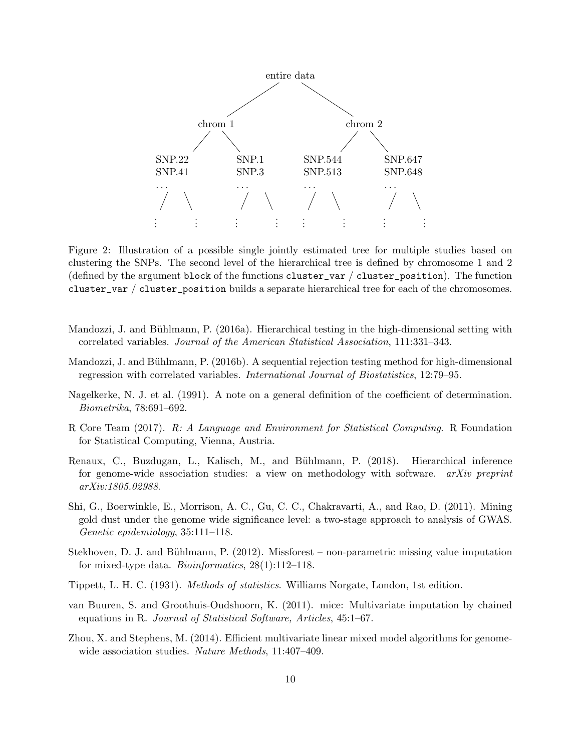entire data

chrom 1

chrom 2

SNP.22
SNP.41
...

SNP.1
SNP.3
...

SNP.544
SNP.513
...

SNP.647
SNP.648
...

Figure 2: Illustration of a possible single jointly estimated tree for multiple studies based on clustering the SNPs. The second level of the hierarchical tree is defined by chromosome 1 and 2 (defined by the argument `block` of the functions `cluster_var` / `cluster_position`). The function `cluster_var` / `cluster_position` builds a separate hierarchical tree for each of the chromosomes.

Mandozzi, J. and Bühlmann, P. (2016a). Hierarchical testing in the high-dimensional setting with correlated variables. *Journal of the American Statistical Association*, 111:331–343.

Mandozzi, J. and Bühlmann, P. (2016b). A sequential rejection testing method for high-dimensional regression with correlated variables. *International Journal of Biostatistics*, 12:79–95.

Nagelkerke, N. J. et al. (1991). A note on a general definition of the coefficient of determination. *Biometrika*, 78:691–692.

R Core Team (2017). *R: A Language and Environment for Statistical Computing*. R Foundation for Statistical Computing, Vienna, Austria.

Renaux, C., Buzdugan, L., Kalisch, M., and Bühlmann, P. (2018). Hierarchical inference for genome-wide association studies: a view on methodology with software. *arXiv preprint arXiv:1805.02988*.

Shi, G., Boerwinkle, E., Morrison, A. C., Gu, C. C., Chakravarti, A., and Rao, D. (2011). Mining gold dust under the genome wide significance level: a two-stage approach to analysis of GWAS. *Genetic epidemiology*, 35:111–118.

Stekhoven, D. J. and Bühlmann, P. (2012). Missforest – non-parametric missing value imputation for mixed-type data. *Bioinformatics*, 28(1):112–118.

Tippett, L. H. C. (1931). *Methods of statistics*. Williams Norgate, London, 1st edition.

van Buuren, S. and Groothuis-Oudshoorn, K. (2011). mice: Multivariate imputation by chained equations in R. *Journal of Statistical Software, Articles*, 45:1–67.

Zhou, X. and Stephens, M. (2014). Efficient multivariate linear mixed model algorithms for genome-wide association studies. *Nature Methods*, 11:407–409.